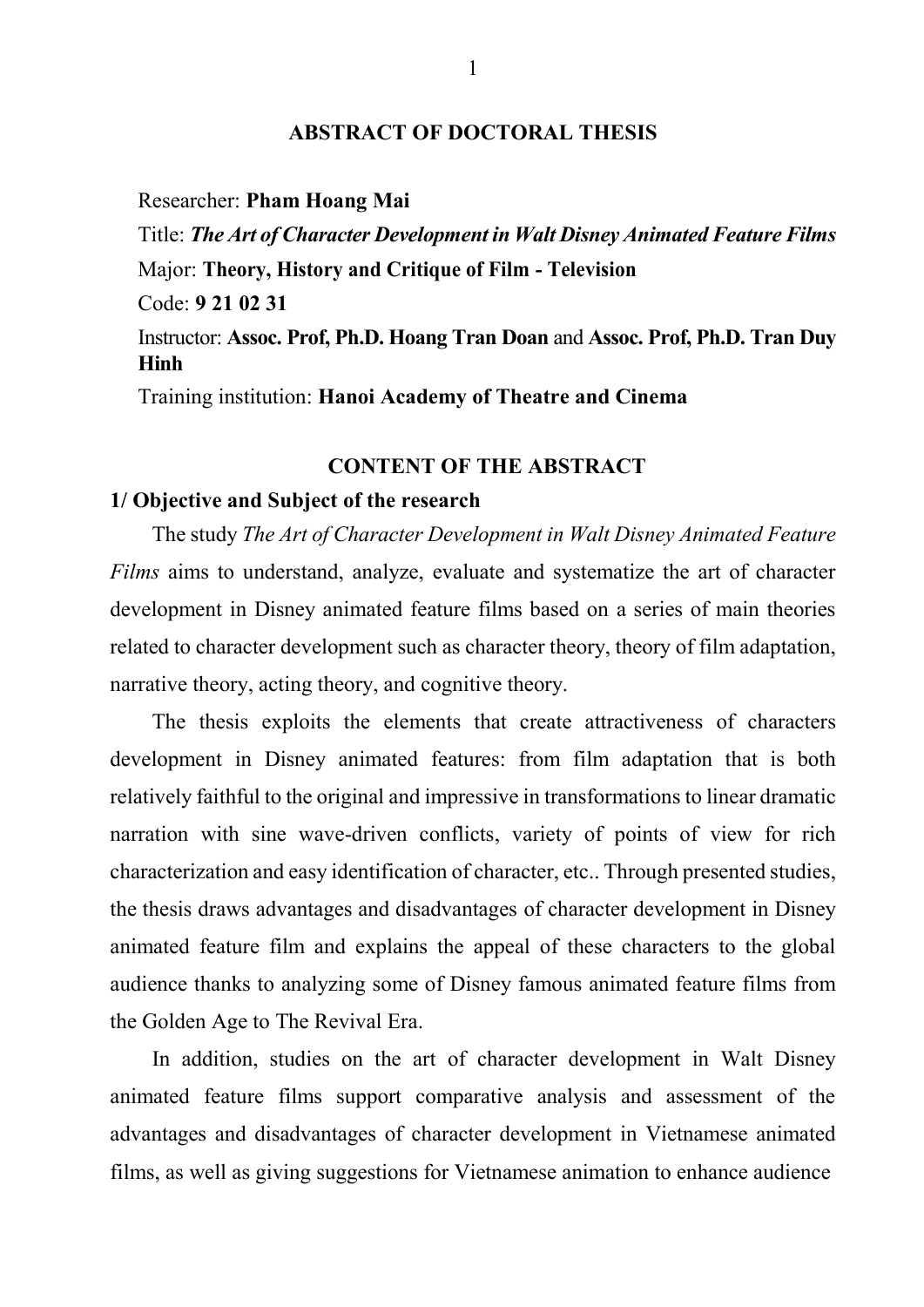## ABSTRACT OF DOCTORAL THESIS

Researcher: **Pham Hoang Mai**

Title: ***The Art of Character Development in Walt Disney Animated Feature Films***

Major: **Theory, History and Critique of Film - Television**

Code: **9 21 02 31**

Instructor: **Assoc. Prof, Ph.D. Hoang Tran Doan** and **Assoc. Prof, Ph.D. Tran Duy Hinh**

Training institution: **Hanoi Academy of Theatre and Cinema**

## CONTENT OF THE ABSTRACT

### 1/ Objective and Subject of the research

The study *The Art of Character Development in Walt Disney Animated Feature Films* aims to understand, analyze, evaluate and systematize the art of character development in Disney animated feature films based on a series of main theories related to character development such as character theory, theory of film adaptation, narrative theory, acting theory, and cognitive theory.

The thesis exploits the elements that create attractiveness of characters development in Disney animated features: from film adaptation that is both relatively faithful to the original and impressive in transformations to linear dramatic narration with sine wave-driven conflicts, variety of points of view for rich characterization and easy identification of character, etc.. Through presented studies, the thesis draws advantages and disadvantages of character development in Disney animated feature film and explains the appeal of these characters to the global audience thanks to analyzing some of Disney famous animated feature films from the Golden Age to The Revival Era.

In addition, studies on the art of character development in Walt Disney animated feature films support comparative analysis and assessment of the advantages and disadvantages of character development in Vietnamese animated films, as well as giving suggestions for Vietnamese animation to enhance audience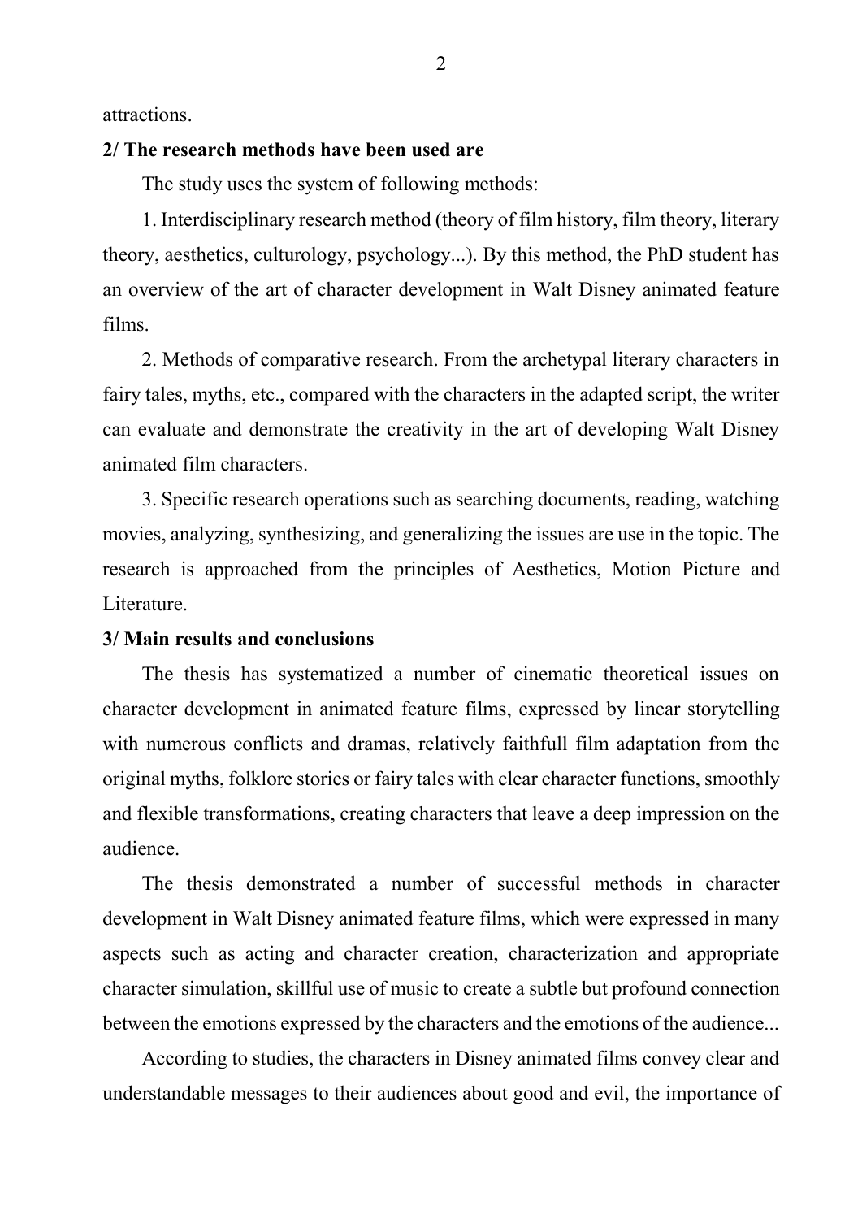attractions.

**2/ The research methods have been used are**

The study uses the system of following methods:

1. Interdisciplinary research method (theory of film history, film theory, literary theory, aesthetics, culturology, psychology...). By this method, the PhD student has an overview of the art of character development in Walt Disney animated feature films.

2. Methods of comparative research. From the archetypal literary characters in fairy tales, myths, etc., compared with the characters in the adapted script, the writer can evaluate and demonstrate the creativity in the art of developing Walt Disney animated film characters.

3. Specific research operations such as searching documents, reading, watching movies, analyzing, synthesizing, and generalizing the issues are use in the topic. The research is approached from the principles of Aesthetics, Motion Picture and Literature.

**3/ Main results and conclusions**

The thesis has systematized a number of cinematic theoretical issues on character development in animated feature films, expressed by linear storytelling with numerous conflicts and dramas, relatively faithfull film adaptation from the original myths, folklore stories or fairy tales with clear character functions, smoothly and flexible transformations, creating characters that leave a deep impression on the audience.

The thesis demonstrated a number of successful methods in character development in Walt Disney animated feature films, which were expressed in many aspects such as acting and character creation, characterization and appropriate character simulation, skillful use of music to create a subtle but profound connection between the emotions expressed by the characters and the emotions of the audience...

According to studies, the characters in Disney animated films convey clear and understandable messages to their audiences about good and evil, the importance of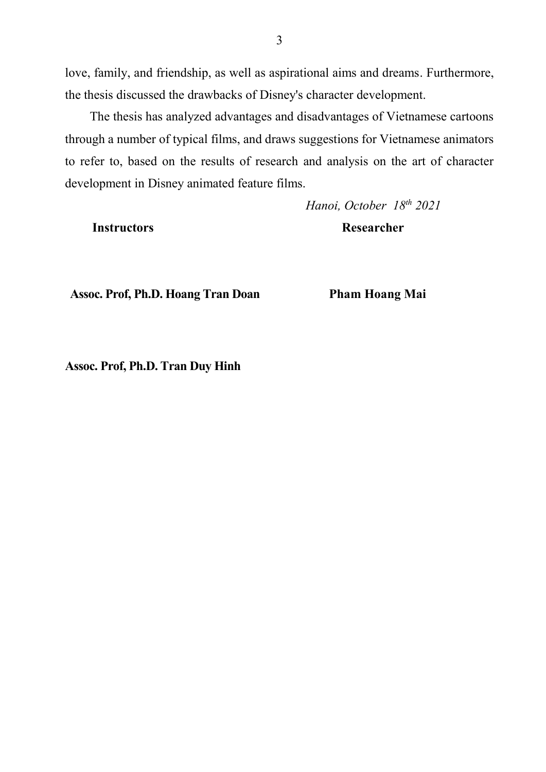love, family, and friendship, as well as aspirational aims and dreams. Furthermore, the thesis discussed the drawbacks of Disney's character development.

The thesis has analyzed advantages and disadvantages of Vietnamese cartoons through a number of typical films, and draws suggestions for Vietnamese animators to refer to, based on the results of research and analysis on the art of character development in Disney animated feature films.

*Hanoi, October 18th 2021*

**Instructors** **Researcher**

**Assoc. Prof, Ph.D. Hoang Tran Doan** **Pham Hoang Mai**

**Assoc. Prof, Ph.D. Tran Duy Hinh**